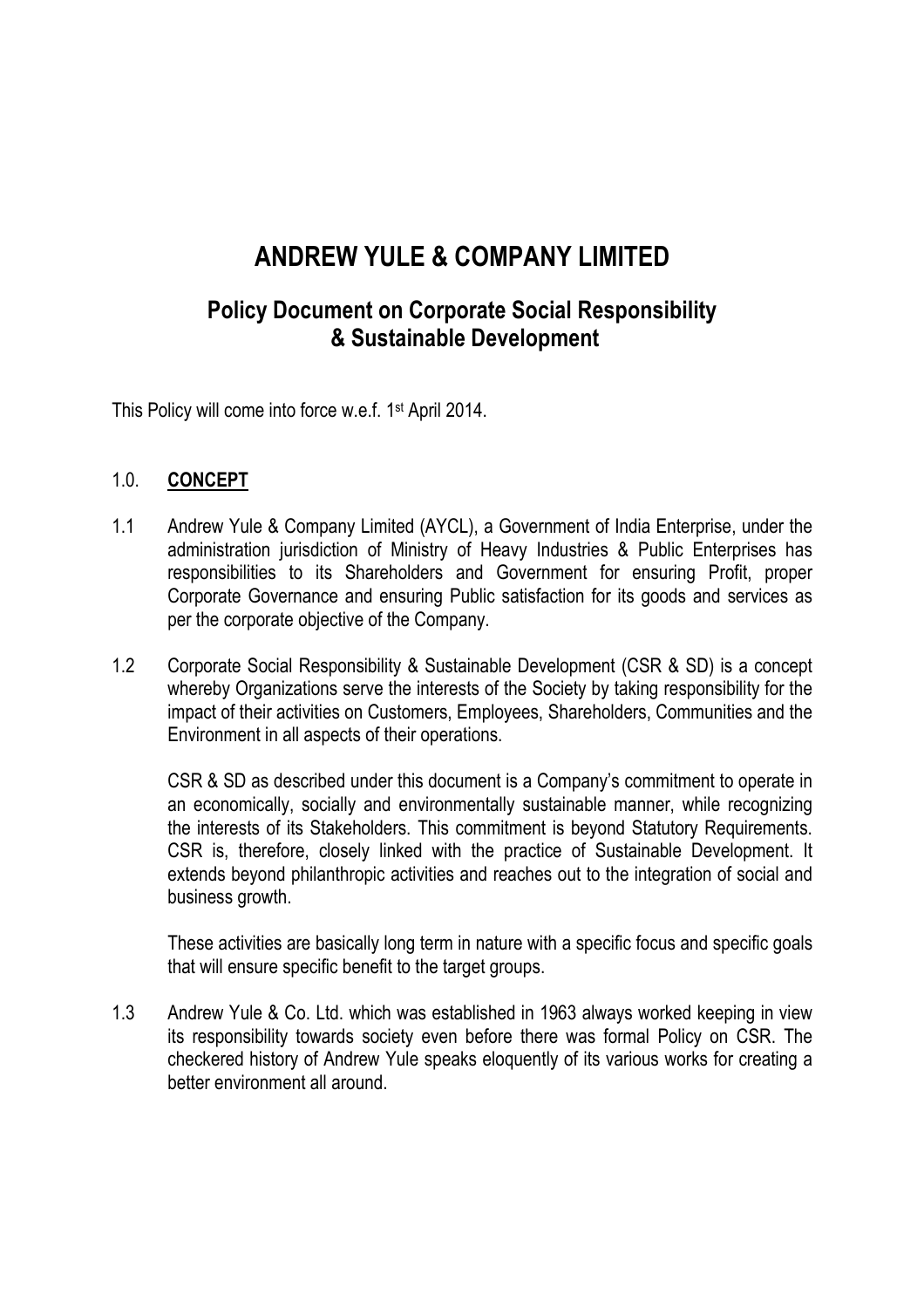# ANDREW YULE & COMPANY LIMITED

## Policy Document on Corporate Social Responsibility & Sustainable Development

This Policy will come into force w.e.f. 1st April 2014.

### 1.0. CONCEPT

1.1 Andrew Yule & Company Limited (AYCL), a Government of India Enterprise, under the administration jurisdiction of Ministry of Heavy Industries & Public Enterprises has responsibilities to its Shareholders and Government for ensuring Profit, proper Corporate Governance and ensuring Public satisfaction for its goods and services as per the corporate objective of the Company.

1.2 Corporate Social Responsibility & Sustainable Development (CSR & SD) is a concept whereby Organizations serve the interests of the Society by taking responsibility for the impact of their activities on Customers, Employees, Shareholders, Communities and the Environment in all aspects of their operations.

CSR & SD as described under this document is a Company's commitment to operate in an economically, socially and environmentally sustainable manner, while recognizing the interests of its Stakeholders. This commitment is beyond Statutory Requirements. CSR is, therefore, closely linked with the practice of Sustainable Development. It extends beyond philanthropic activities and reaches out to the integration of social and business growth.

These activities are basically long term in nature with a specific focus and specific goals that will ensure specific benefit to the target groups.

1.3 Andrew Yule & Co. Ltd. which was established in 1963 always worked keeping in view its responsibility towards society even before there was formal Policy on CSR. The checkered history of Andrew Yule speaks eloquently of its various works for creating a better environment all around.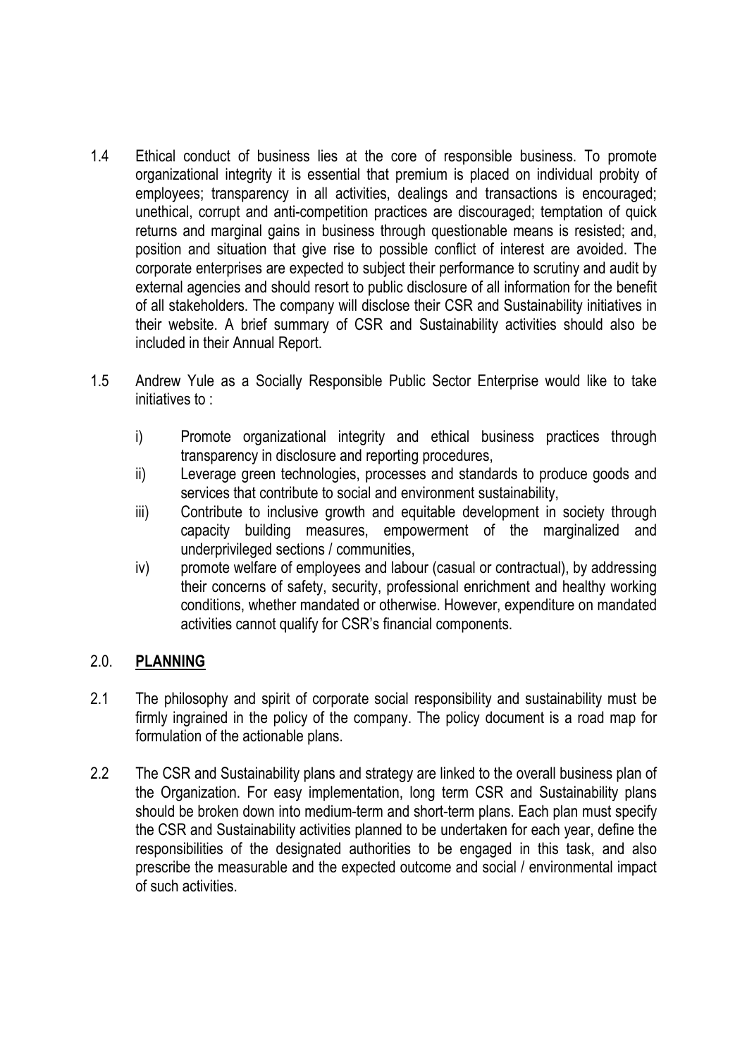1.4 Ethical conduct of business lies at the core of responsible business. To promote organizational integrity it is essential that premium is placed on individual probity of employees; transparency in all activities, dealings and transactions is encouraged; unethical, corrupt and anti-competition practices are discouraged; temptation of quick returns and marginal gains in business through questionable means is resisted; and, position and situation that give rise to possible conflict of interest are avoided. The corporate enterprises are expected to subject their performance to scrutiny and audit by external agencies and should resort to public disclosure of all information for the benefit of all stakeholders. The company will disclose their CSR and Sustainability initiatives in their website. A brief summary of CSR and Sustainability activities should also be included in their Annual Report.

1.5 Andrew Yule as a Socially Responsible Public Sector Enterprise would like to take initiatives to :

i) Promote organizational integrity and ethical business practices through transparency in disclosure and reporting procedures,

ii) Leverage green technologies, processes and standards to produce goods and services that contribute to social and environment sustainability,

iii) Contribute to inclusive growth and equitable development in society through capacity building measures, empowerment of the marginalized and underprivileged sections / communities,

iv) promote welfare of employees and labour (casual or contractual), by addressing their concerns of safety, security, professional enrichment and healthy working conditions, whether mandated or otherwise. However, expenditure on mandated activities cannot qualify for CSR's financial components.

## 2.0. **PLANNING**

2.1 The philosophy and spirit of corporate social responsibility and sustainability must be firmly ingrained in the policy of the company. The policy document is a road map for formulation of the actionable plans.

2.2 The CSR and Sustainability plans and strategy are linked to the overall business plan of the Organization. For easy implementation, long term CSR and Sustainability plans should be broken down into medium-term and short-term plans. Each plan must specify the CSR and Sustainability activities planned to be undertaken for each year, define the responsibilities of the designated authorities to be engaged in this task, and also prescribe the measurable and the expected outcome and social / environmental impact of such activities.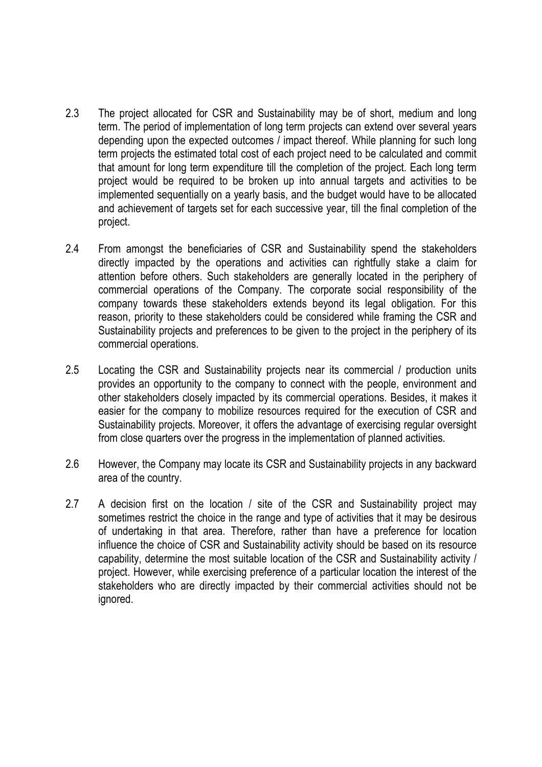2.3 The project allocated for CSR and Sustainability may be of short, medium and long term. The period of implementation of long term projects can extend over several years depending upon the expected outcomes / impact thereof. While planning for such long term projects the estimated total cost of each project need to be calculated and commit that amount for long term expenditure till the completion of the project. Each long term project would be required to be broken up into annual targets and activities to be implemented sequentially on a yearly basis, and the budget would have to be allocated and achievement of targets set for each successive year, till the final completion of the project.

2.4 From amongst the beneficiaries of CSR and Sustainability spend the stakeholders directly impacted by the operations and activities can rightfully stake a claim for attention before others. Such stakeholders are generally located in the periphery of commercial operations of the Company. The corporate social responsibility of the company towards these stakeholders extends beyond its legal obligation. For this reason, priority to these stakeholders could be considered while framing the CSR and Sustainability projects and preferences to be given to the project in the periphery of its commercial operations.

2.5 Locating the CSR and Sustainability projects near its commercial / production units provides an opportunity to the company to connect with the people, environment and other stakeholders closely impacted by its commercial operations. Besides, it makes it easier for the company to mobilize resources required for the execution of CSR and Sustainability projects. Moreover, it offers the advantage of exercising regular oversight from close quarters over the progress in the implementation of planned activities.

2.6 However, the Company may locate its CSR and Sustainability projects in any backward area of the country.

2.7 A decision first on the location / site of the CSR and Sustainability project may sometimes restrict the choice in the range and type of activities that it may be desirous of undertaking in that area. Therefore, rather than have a preference for location influence the choice of CSR and Sustainability activity should be based on its resource capability, determine the most suitable location of the CSR and Sustainability activity / project. However, while exercising preference of a particular location the interest of the stakeholders who are directly impacted by their commercial activities should not be ignored.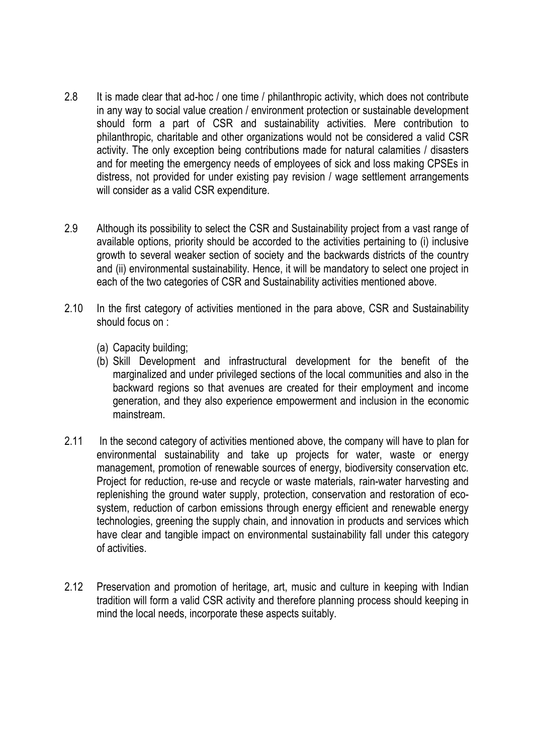2.8 It is made clear that ad-hoc / one time / philanthropic activity, which does not contribute in any way to social value creation / environment protection or sustainable development should form a part of CSR and sustainability activities. Mere contribution to philanthropic, charitable and other organizations would not be considered a valid CSR activity. The only exception being contributions made for natural calamities / disasters and for meeting the emergency needs of employees of sick and loss making CPSEs in distress, not provided for under existing pay revision / wage settlement arrangements will consider as a valid CSR expenditure.

2.9 Although its possibility to select the CSR and Sustainability project from a vast range of available options, priority should be accorded to the activities pertaining to (i) inclusive growth to several weaker section of society and the backwards districts of the country and (ii) environmental sustainability. Hence, it will be mandatory to select one project in each of the two categories of CSR and Sustainability activities mentioned above.

2.10 In the first category of activities mentioned in the para above, CSR and Sustainability should focus on :

(a) Capacity building;
(b) Skill Development and infrastructural development for the benefit of the marginalized and under privileged sections of the local communities and also in the backward regions so that avenues are created for their employment and income generation, and they also experience empowerment and inclusion in the economic mainstream.

2.11 In the second category of activities mentioned above, the company will have to plan for environmental sustainability and take up projects for water, waste or energy management, promotion of renewable sources of energy, biodiversity conservation etc. Project for reduction, re-use and recycle or waste materials, rain-water harvesting and replenishing the ground water supply, protection, conservation and restoration of eco-system, reduction of carbon emissions through energy efficient and renewable energy technologies, greening the supply chain, and innovation in products and services which have clear and tangible impact on environmental sustainability fall under this category of activities.

2.12 Preservation and promotion of heritage, art, music and culture in keeping with Indian tradition will form a valid CSR activity and therefore planning process should keeping in mind the local needs, incorporate these aspects suitably.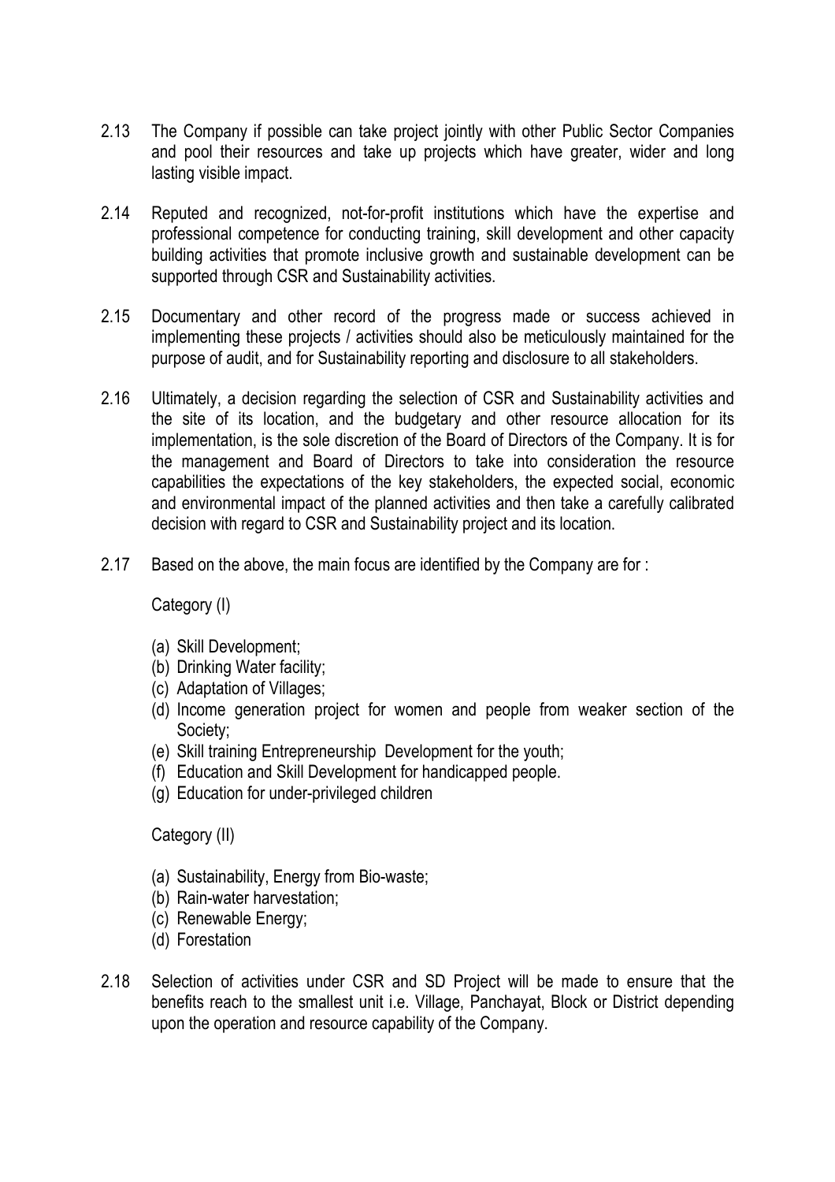2.13 The Company if possible can take project jointly with other Public Sector Companies and pool their resources and take up projects which have greater, wider and long lasting visible impact.

2.14 Reputed and recognized, not-for-profit institutions which have the expertise and professional competence for conducting training, skill development and other capacity building activities that promote inclusive growth and sustainable development can be supported through CSR and Sustainability activities.

2.15 Documentary and other record of the progress made or success achieved in implementing these projects / activities should also be meticulously maintained for the purpose of audit, and for Sustainability reporting and disclosure to all stakeholders.

2.16 Ultimately, a decision regarding the selection of CSR and Sustainability activities and the site of its location, and the budgetary and other resource allocation for its implementation, is the sole discretion of the Board of Directors of the Company. It is for the management and Board of Directors to take into consideration the resource capabilities the expectations of the key stakeholders, the expected social, economic and environmental impact of the planned activities and then take a carefully calibrated decision with regard to CSR and Sustainability project and its location.

2.17 Based on the above, the main focus are identified by the Company are for :

Category (I)

(a) Skill Development;
(b) Drinking Water facility;
(c) Adaptation of Villages;
(d) Income generation project for women and people from weaker section of the Society;
(e) Skill training Entrepreneurship Development for the youth;
(f) Education and Skill Development for handicapped people.
(g) Education for under-privileged children

Category (II)

(a) Sustainability, Energy from Bio-waste;
(b) Rain-water harvestation;
(c) Renewable Energy;
(d) Forestation

2.18 Selection of activities under CSR and SD Project will be made to ensure that the benefits reach to the smallest unit i.e. Village, Panchayat, Block or District depending upon the operation and resource capability of the Company.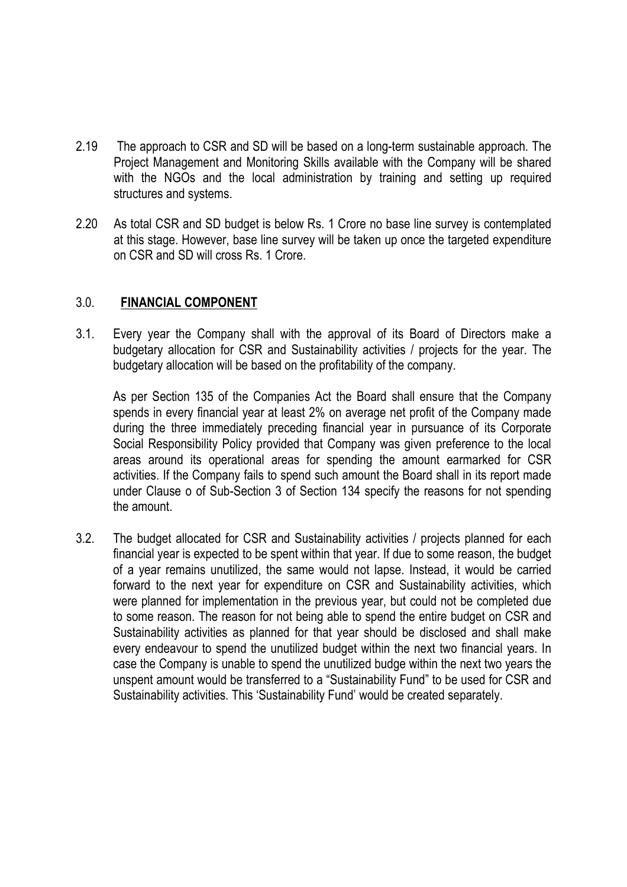2.19 The approach to CSR and SD will be based on a long-term sustainable approach. The Project Management and Monitoring Skills available with the Company will be shared with the NGOs and the local administration by training and setting up required structures and systems.

2.20 As total CSR and SD budget is below Rs. 1 Crore no base line survey is contemplated at this stage. However, base line survey will be taken up once the targeted expenditure on CSR and SD will cross Rs. 1 Crore.

## 3.0. **FINANCIAL COMPONENT**

3.1. Every year the Company shall with the approval of its Board of Directors make a budgetary allocation for CSR and Sustainability activities / projects for the year. The budgetary allocation will be based on the profitability of the company.

As per Section 135 of the Companies Act the Board shall ensure that the Company spends in every financial year at least 2% on average net profit of the Company made during the three immediately preceding financial year in pursuance of its Corporate Social Responsibility Policy provided that Company was given preference to the local areas around its operational areas for spending the amount earmarked for CSR activities. If the Company fails to spend such amount the Board shall in its report made under Clause o of Sub-Section 3 of Section 134 specify the reasons for not spending the amount.

3.2. The budget allocated for CSR and Sustainability activities / projects planned for each financial year is expected to be spent within that year. If due to some reason, the budget of a year remains unutilized, the same would not lapse. Instead, it would be carried forward to the next year for expenditure on CSR and Sustainability activities, which were planned for implementation in the previous year, but could not be completed due to some reason. The reason for not being able to spend the entire budget on CSR and Sustainability activities as planned for that year should be disclosed and shall make every endeavour to spend the unutilized budget within the next two financial years. In case the Company is unable to spend the unutilized budge within the next two years the unspent amount would be transferred to a "Sustainability Fund" to be used for CSR and Sustainability activities. This 'Sustainability Fund' would be created separately.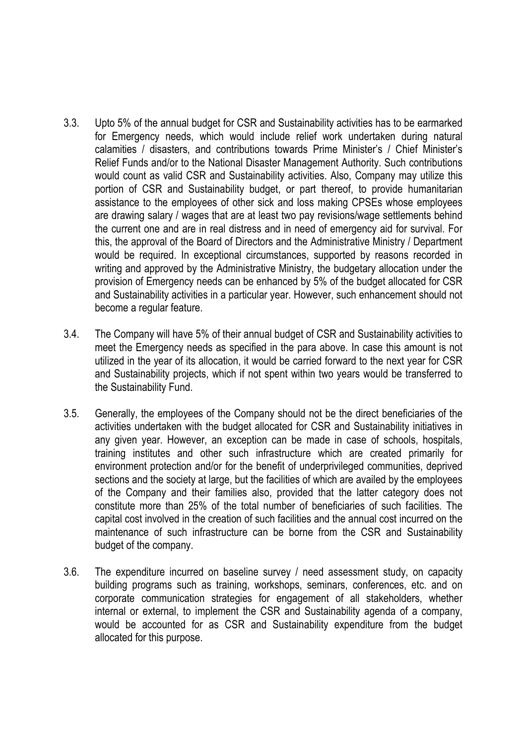3.3. Upto 5% of the annual budget for CSR and Sustainability activities has to be earmarked for Emergency needs, which would include relief work undertaken during natural calamities / disasters, and contributions towards Prime Minister's / Chief Minister's Relief Funds and/or to the National Disaster Management Authority. Such contributions would count as valid CSR and Sustainability activities. Also, Company may utilize this portion of CSR and Sustainability budget, or part thereof, to provide humanitarian assistance to the employees of other sick and loss making CPSEs whose employees are drawing salary / wages that are at least two pay revisions/wage settlements behind the current one and are in real distress and in need of emergency aid for survival. For this, the approval of the Board of Directors and the Administrative Ministry / Department would be required. In exceptional circumstances, supported by reasons recorded in writing and approved by the Administrative Ministry, the budgetary allocation under the provision of Emergency needs can be enhanced by 5% of the budget allocated for CSR and Sustainability activities in a particular year. However, such enhancement should not become a regular feature.

3.4. The Company will have 5% of their annual budget of CSR and Sustainability activities to meet the Emergency needs as specified in the para above. In case this amount is not utilized in the year of its allocation, it would be carried forward to the next year for CSR and Sustainability projects, which if not spent within two years would be transferred to the Sustainability Fund.

3.5. Generally, the employees of the Company should not be the direct beneficiaries of the activities undertaken with the budget allocated for CSR and Sustainability initiatives in any given year. However, an exception can be made in case of schools, hospitals, training institutes and other such infrastructure which are created primarily for environment protection and/or for the benefit of underprivileged communities, deprived sections and the society at large, but the facilities of which are availed by the employees of the Company and their families also, provided that the latter category does not constitute more than 25% of the total number of beneficiaries of such facilities. The capital cost involved in the creation of such facilities and the annual cost incurred on the maintenance of such infrastructure can be borne from the CSR and Sustainability budget of the company.

3.6. The expenditure incurred on baseline survey / need assessment study, on capacity building programs such as training, workshops, seminars, conferences, etc. and on corporate communication strategies for engagement of all stakeholders, whether internal or external, to implement the CSR and Sustainability agenda of a company, would be accounted for as CSR and Sustainability expenditure from the budget allocated for this purpose.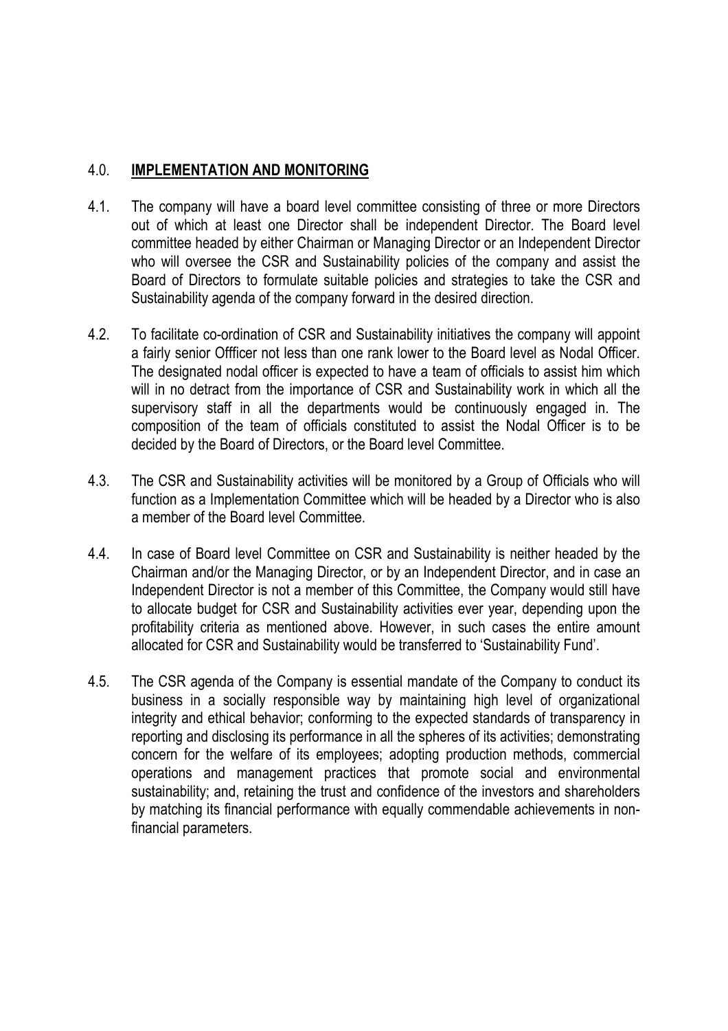## 4.0. **IMPLEMENTATION AND MONITORING**

4.1. The company will have a board level committee consisting of three or more Directors out of which at least one Director shall be independent Director. The Board level committee headed by either Chairman or Managing Director or an Independent Director who will oversee the CSR and Sustainability policies of the company and assist the Board of Directors to formulate suitable policies and strategies to take the CSR and Sustainability agenda of the company forward in the desired direction.

4.2. To facilitate co-ordination of CSR and Sustainability initiatives the company will appoint a fairly senior Offficer not less than one rank lower to the Board level as Nodal Officer. The designated nodal officer is expected to have a team of officials to assist him which will in no detract from the importance of CSR and Sustainability work in which all the supervisory staff in all the departments would be continuously engaged in. The composition of the team of officials constituted to assist the Nodal Officer is to be decided by the Board of Directors, or the Board level Committee.

4.3. The CSR and Sustainability activities will be monitored by a Group of Officials who will function as a Implementation Committee which will be headed by a Director who is also a member of the Board level Committee.

4.4. In case of Board level Committee on CSR and Sustainability is neither headed by the Chairman and/or the Managing Director, or by an Independent Director, and in case an Independent Director is not a member of this Committee, the Company would still have to allocate budget for CSR and Sustainability activities ever year, depending upon the profitability criteria as mentioned above. However, in such cases the entire amount allocated for CSR and Sustainability would be transferred to 'Sustainability Fund'.

4.5. The CSR agenda of the Company is essential mandate of the Company to conduct its business in a socially responsible way by maintaining high level of organizational integrity and ethical behavior; conforming to the expected standards of transparency in reporting and disclosing its performance in all the spheres of its activities; demonstrating concern for the welfare of its employees; adopting production methods, commercial operations and management practices that promote social and environmental sustainability; and, retaining the trust and confidence of the investors and shareholders by matching its financial performance with equally commendable achievements in non-financial parameters.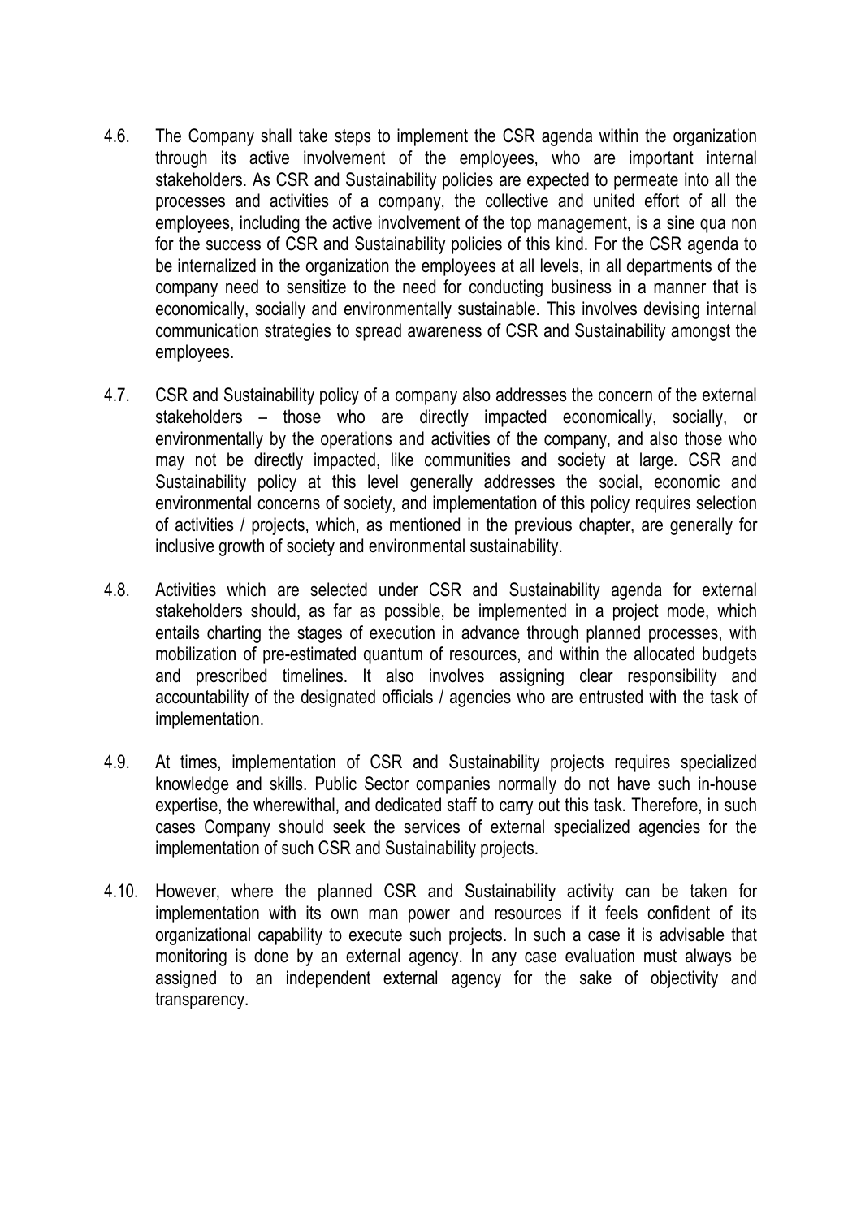4.6. The Company shall take steps to implement the CSR agenda within the organization through its active involvement of the employees, who are important internal stakeholders. As CSR and Sustainability policies are expected to permeate into all the processes and activities of a company, the collective and united effort of all the employees, including the active involvement of the top management, is a sine qua non for the success of CSR and Sustainability policies of this kind. For the CSR agenda to be internalized in the organization the employees at all levels, in all departments of the company need to sensitize to the need for conducting business in a manner that is economically, socially and environmentally sustainable. This involves devising internal communication strategies to spread awareness of CSR and Sustainability amongst the employees.

4.7. CSR and Sustainability policy of a company also addresses the concern of the external stakeholders – those who are directly impacted economically, socially, or environmentally by the operations and activities of the company, and also those who may not be directly impacted, like communities and society at large. CSR and Sustainability policy at this level generally addresses the social, economic and environmental concerns of society, and implementation of this policy requires selection of activities / projects, which, as mentioned in the previous chapter, are generally for inclusive growth of society and environmental sustainability.

4.8. Activities which are selected under CSR and Sustainability agenda for external stakeholders should, as far as possible, be implemented in a project mode, which entails charting the stages of execution in advance through planned processes, with mobilization of pre-estimated quantum of resources, and within the allocated budgets and prescribed timelines. It also involves assigning clear responsibility and accountability of the designated officials / agencies who are entrusted with the task of implementation.

4.9. At times, implementation of CSR and Sustainability projects requires specialized knowledge and skills. Public Sector companies normally do not have such in-house expertise, the wherewithal, and dedicated staff to carry out this task. Therefore, in such cases Company should seek the services of external specialized agencies for the implementation of such CSR and Sustainability projects.

4.10. However, where the planned CSR and Sustainability activity can be taken for implementation with its own man power and resources if it feels confident of its organizational capability to execute such projects. In such a case it is advisable that monitoring is done by an external agency. In any case evaluation must always be assigned to an independent external agency for the sake of objectivity and transparency.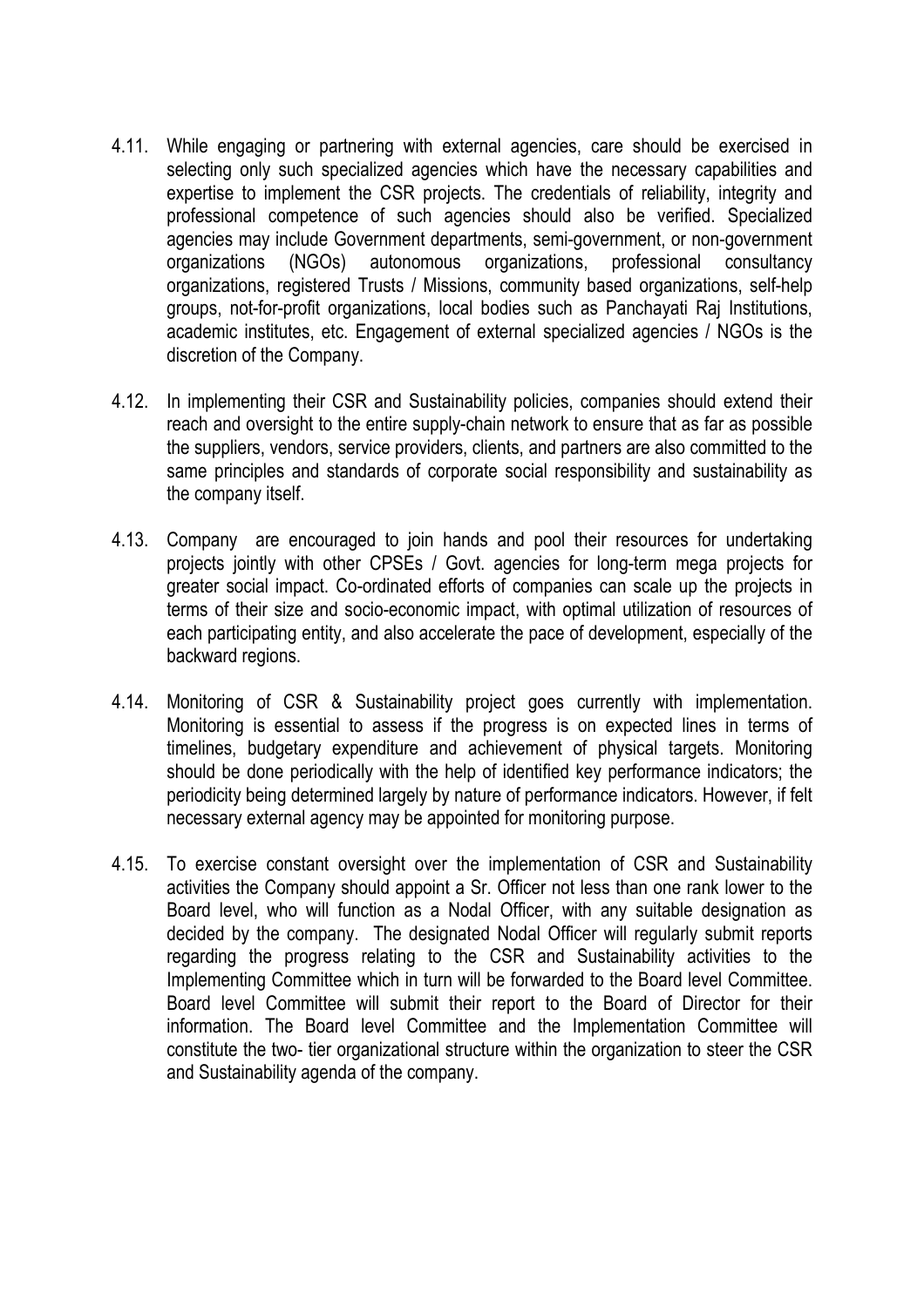4.11. While engaging or partnering with external agencies, care should be exercised in selecting only such specialized agencies which have the necessary capabilities and expertise to implement the CSR projects. The credentials of reliability, integrity and professional competence of such agencies should also be verified. Specialized agencies may include Government departments, semi-government, or non-government organizations (NGOs) autonomous organizations, professional consultancy organizations, registered Trusts / Missions, community based organizations, self-help groups, not-for-profit organizations, local bodies such as Panchayati Raj Institutions, academic institutes, etc. Engagement of external specialized agencies / NGOs is the discretion of the Company.

4.12. In implementing their CSR and Sustainability policies, companies should extend their reach and oversight to the entire supply-chain network to ensure that as far as possible the suppliers, vendors, service providers, clients, and partners are also committed to the same principles and standards of corporate social responsibility and sustainability as the company itself.

4.13. Company are encouraged to join hands and pool their resources for undertaking projects jointly with other CPSEs / Govt. agencies for long-term mega projects for greater social impact. Co-ordinated efforts of companies can scale up the projects in terms of their size and socio-economic impact, with optimal utilization of resources of each participating entity, and also accelerate the pace of development, especially of the backward regions.

4.14. Monitoring of CSR & Sustainability project goes currently with implementation. Monitoring is essential to assess if the progress is on expected lines in terms of timelines, budgetary expenditure and achievement of physical targets. Monitoring should be done periodically with the help of identified key performance indicators; the periodicity being determined largely by nature of performance indicators. However, if felt necessary external agency may be appointed for monitoring purpose.

4.15. To exercise constant oversight over the implementation of CSR and Sustainability activities the Company should appoint a Sr. Officer not less than one rank lower to the Board level, who will function as a Nodal Officer, with any suitable designation as decided by the company. The designated Nodal Officer will regularly submit reports regarding the progress relating to the CSR and Sustainability activities to the Implementing Committee which in turn will be forwarded to the Board level Committee. Board level Committee will submit their report to the Board of Director for their information. The Board level Committee and the Implementation Committee will constitute the two- tier organizational structure within the organization to steer the CSR and Sustainability agenda of the company.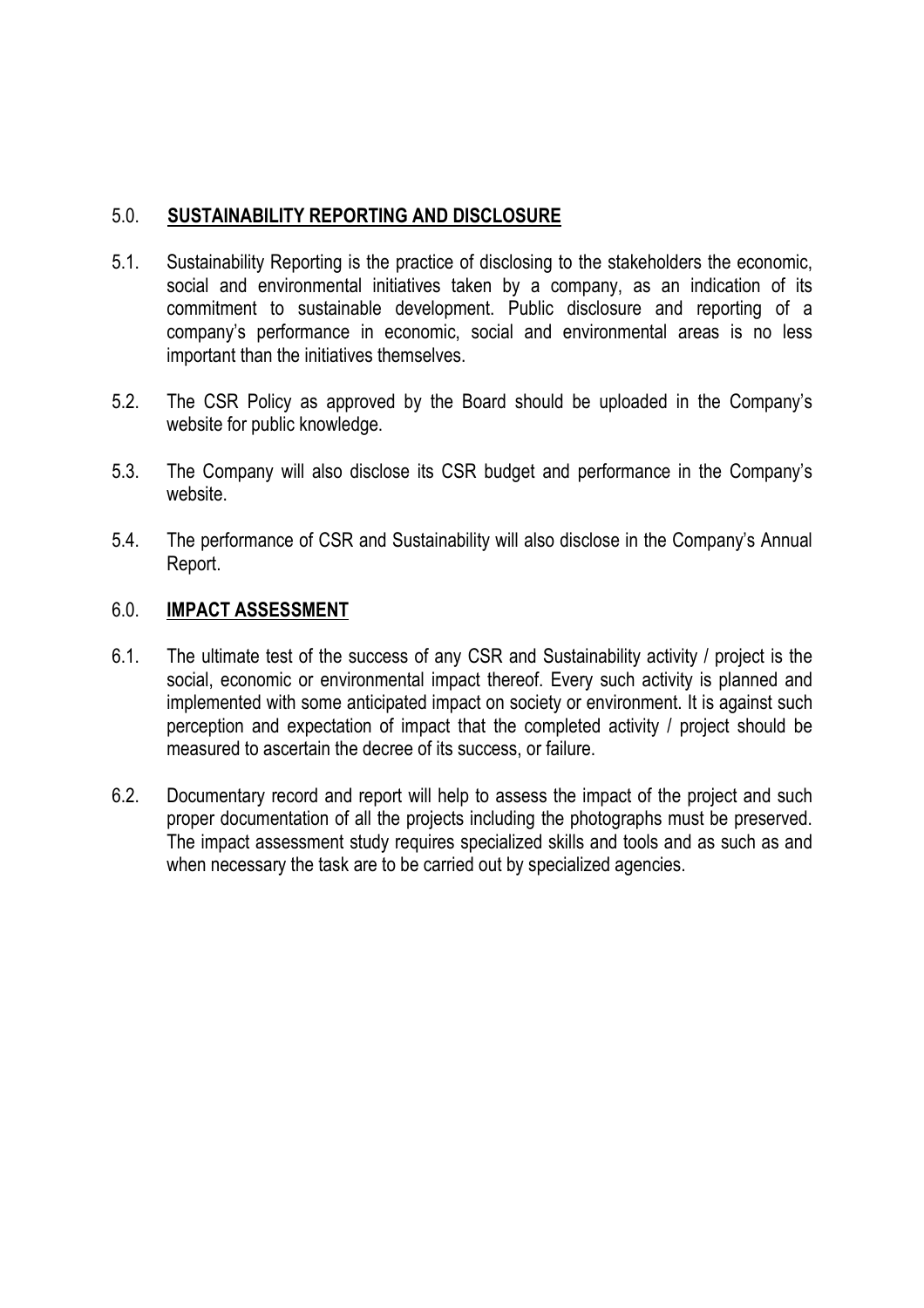## 5.0. SUSTAINABILITY REPORTING AND DISCLOSURE

5.1. Sustainability Reporting is the practice of disclosing to the stakeholders the economic, social and environmental initiatives taken by a company, as an indication of its commitment to sustainable development. Public disclosure and reporting of a company's performance in economic, social and environmental areas is no less important than the initiatives themselves.

5.2. The CSR Policy as approved by the Board should be uploaded in the Company's website for public knowledge.

5.3. The Company will also disclose its CSR budget and performance in the Company's website.

5.4. The performance of CSR and Sustainability will also disclose in the Company's Annual Report.

## 6.0. IMPACT ASSESSMENT

6.1. The ultimate test of the success of any CSR and Sustainability activity / project is the social, economic or environmental impact thereof. Every such activity is planned and implemented with some anticipated impact on society or environment. It is against such perception and expectation of impact that the completed activity / project should be measured to ascertain the decree of its success, or failure.

6.2. Documentary record and report will help to assess the impact of the project and such proper documentation of all the projects including the photographs must be preserved. The impact assessment study requires specialized skills and tools and as such as and when necessary the task are to be carried out by specialized agencies.